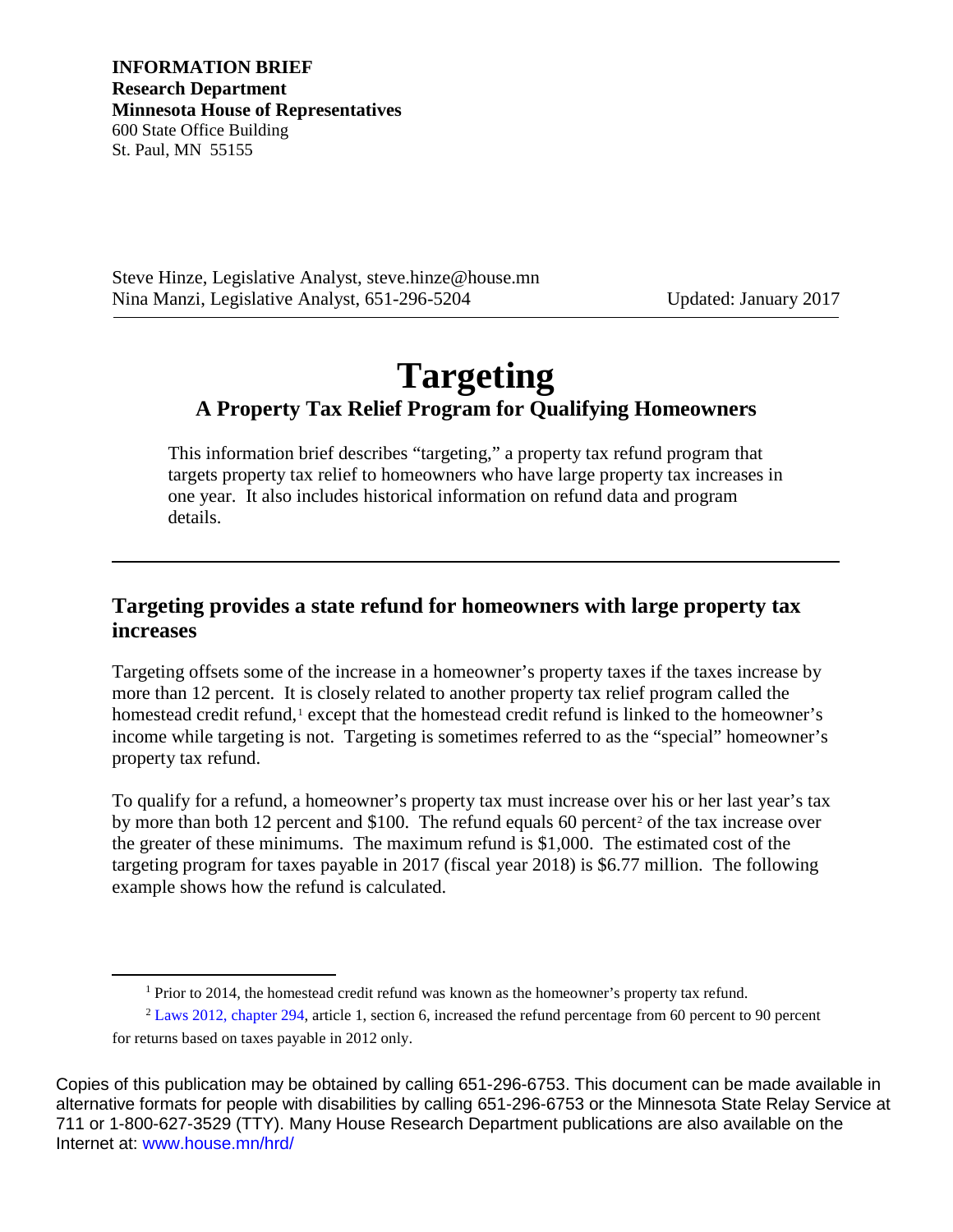**INFORMATION BRIEF**
**Research Department**
**Minnesota House of Representatives**
600 State Office Building
St. Paul, MN 55155

Steve Hinze, Legislative Analyst, steve.hinze@house.mn
Nina Manzi, Legislative Analyst, 651-296-5204

Updated: January 2017

# Targeting

## A Property Tax Relief Program for Qualifying Homeowners

This information brief describes "targeting," a property tax refund program that targets property tax relief to homeowners who have large property tax increases in one year. It also includes historical information on refund data and program details.

---

## Targeting provides a state refund for homeowners with large property tax increases

Targeting offsets some of the increase in a homeowner's property taxes if the taxes increase by more than 12 percent. It is closely related to another property tax relief program called the homestead credit refund,[1] except that the homestead credit refund is linked to the homeowner's income while targeting is not. Targeting is sometimes referred to as the "special" homeowner's property tax refund.

To qualify for a refund, a homeowner's property tax must increase over his or her last year's tax by more than both 12 percent and $100. The refund equals 60 percent[2] of the tax increase over the greater of these minimums. The maximum refund is $1,000. The estimated cost of the targeting program for taxes payable in 2017 (fiscal year 2018) is $6.77 million. The following example shows how the refund is calculated.

---

[1] Prior to 2014, the homestead credit refund was known as the homeowner's property tax refund.

[2] Laws 2012, chapter 294, article 1, section 6, increased the refund percentage from 60 percent to 90 percent for returns based on taxes payable in 2012 only.

Copies of this publication may be obtained by calling 651-296-6753. This document can be made available in alternative formats for people with disabilities by calling 651-296-6753 or the Minnesota State Relay Service at 711 or 1-800-627-3529 (TTY). Many House Research Department publications are also available on the Internet at: www.house.mn/hrd/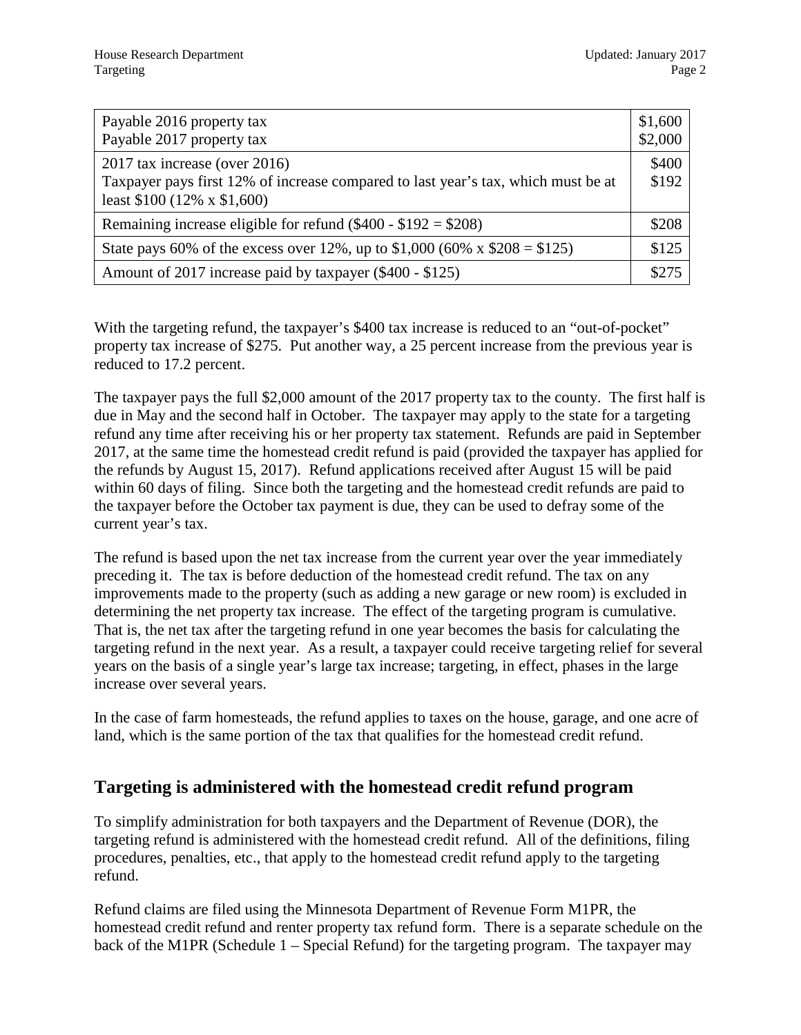| | |
|---|---|
| Payable 2016 property tax<br>Payable 2017 property tax | \$1,600<br>\$2,000 |
| 2017 tax increase (over 2016)<br>Taxpayer pays first 12% of increase compared to last year's tax, which must be at least \$100 (12% x \$1,600) | \$400<br>\$192 |
| Remaining increase eligible for refund (\$400 - \$192 = \$208) | \$208 |
| State pays 60% of the excess over 12%, up to \$1,000 (60% x \$208 = \$125) | \$125 |
| Amount of 2017 increase paid by taxpayer (\$400 - \$125) | \$275 |

With the targeting refund, the taxpayer's \$400 tax increase is reduced to an "out-of-pocket" property tax increase of \$275. Put another way, a 25 percent increase from the previous year is reduced to 17.2 percent.

The taxpayer pays the full \$2,000 amount of the 2017 property tax to the county. The first half is due in May and the second half in October. The taxpayer may apply to the state for a targeting refund any time after receiving his or her property tax statement. Refunds are paid in September 2017, at the same time the homestead credit refund is paid (provided the taxpayer has applied for the refunds by August 15, 2017). Refund applications received after August 15 will be paid within 60 days of filing. Since both the targeting and the homestead credit refunds are paid to the taxpayer before the October tax payment is due, they can be used to defray some of the current year's tax.

The refund is based upon the net tax increase from the current year over the year immediately preceding it. The tax is before deduction of the homestead credit refund. The tax on any improvements made to the property (such as adding a new garage or new room) is excluded in determining the net property tax increase. The effect of the targeting program is cumulative. That is, the net tax after the targeting refund in one year becomes the basis for calculating the targeting refund in the next year. As a result, a taxpayer could receive targeting relief for several years on the basis of a single year's large tax increase; targeting, in effect, phases in the large increase over several years.

In the case of farm homesteads, the refund applies to taxes on the house, garage, and one acre of land, which is the same portion of the tax that qualifies for the homestead credit refund.

## Targeting is administered with the homestead credit refund program

To simplify administration for both taxpayers and the Department of Revenue (DOR), the targeting refund is administered with the homestead credit refund. All of the definitions, filing procedures, penalties, etc., that apply to the homestead credit refund apply to the targeting refund.

Refund claims are filed using the Minnesota Department of Revenue Form M1PR, the homestead credit refund and renter property tax refund form. There is a separate schedule on the back of the M1PR (Schedule 1 – Special Refund) for the targeting program. The taxpayer may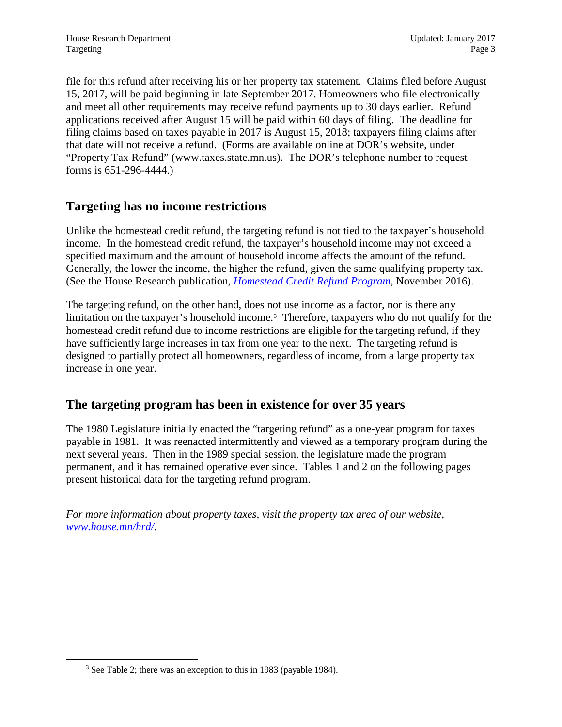file for this refund after receiving his or her property tax statement. Claims filed before August 15, 2017, will be paid beginning in late September 2017. Homeowners who file electronically and meet all other requirements may receive refund payments up to 30 days earlier. Refund applications received after August 15 will be paid within 60 days of filing. The deadline for filing claims based on taxes payable in 2017 is August 15, 2018; taxpayers filing claims after that date will not receive a refund. (Forms are available online at DOR's website, under "Property Tax Refund" (www.taxes.state.mn.us). The DOR's telephone number to request forms is 651-296-4444.)

## Targeting has no income restrictions

Unlike the homestead credit refund, the targeting refund is not tied to the taxpayer's household income. In the homestead credit refund, the taxpayer's household income may not exceed a specified maximum and the amount of household income affects the amount of the refund. Generally, the lower the income, the higher the refund, given the same qualifying property tax. (See the House Research publication, *Homestead Credit Refund Program*, November 2016).

The targeting refund, on the other hand, does not use income as a factor, nor is there any limitation on the taxpayer's household income.[3] Therefore, taxpayers who do not qualify for the homestead credit refund due to income restrictions are eligible for the targeting refund, if they have sufficiently large increases in tax from one year to the next. The targeting refund is designed to partially protect all homeowners, regardless of income, from a large property tax increase in one year.

## The targeting program has been in existence for over 35 years

The 1980 Legislature initially enacted the "targeting refund" as a one-year program for taxes payable in 1981. It was reenacted intermittently and viewed as a temporary program during the next several years. Then in the 1989 special session, the legislature made the program permanent, and it has remained operative ever since. Tables 1 and 2 on the following pages present historical data for the targeting refund program.

*For more information about property taxes, visit the property tax area of our website, www.house.mn/hrd/.*

---

[3] See Table 2; there was an exception to this in 1983 (payable 1984).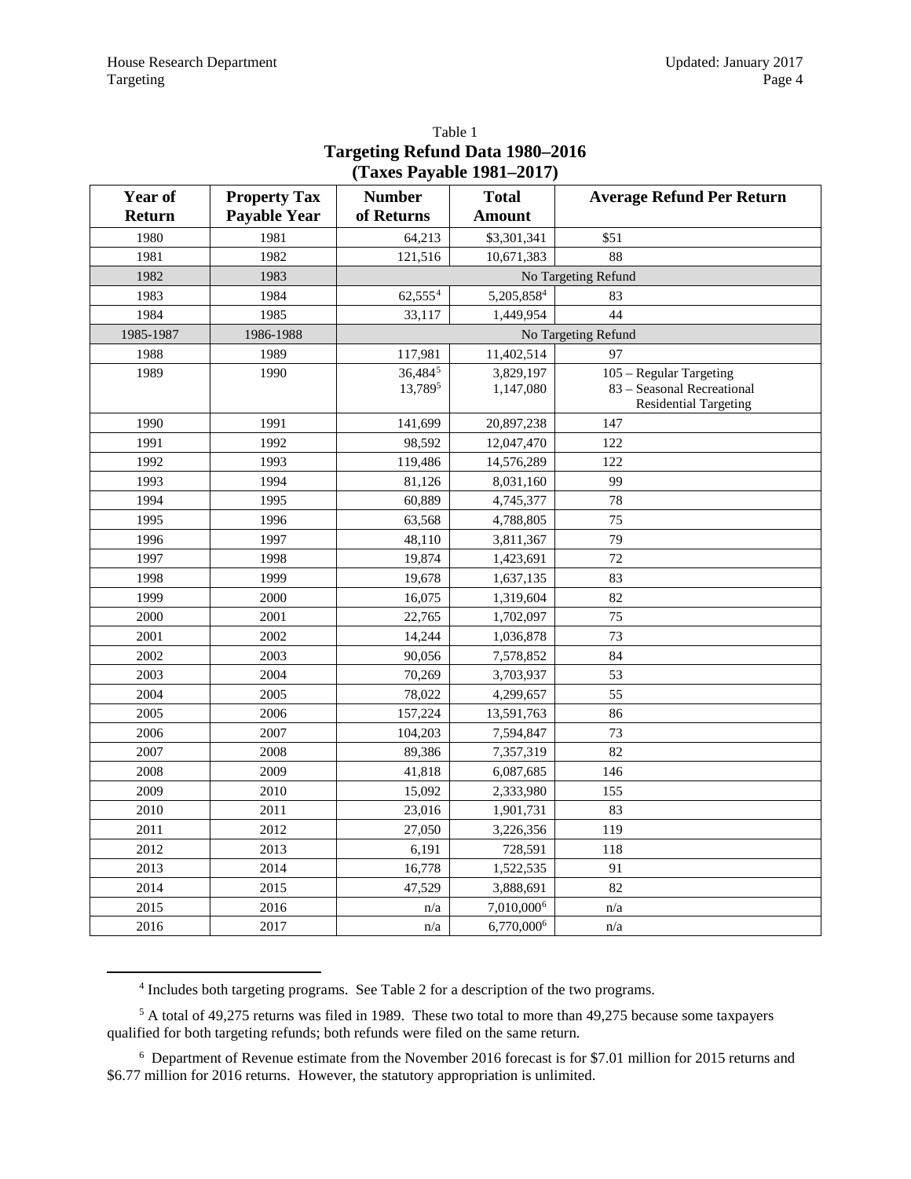Table 1
**Targeting Refund Data 1980–2016**
**(Taxes Payable 1981–2017)**

| Year of Return | Property Tax Payable Year | Number of Returns | Total Amount | Average Refund Per Return |
|---|---|---|---|---|
| 1980 | 1981 | 64,213 | $3,301,341 | $51 |
| 1981 | 1982 | 121,516 | 10,671,383 | 88 |
| 1982 | 1983 | No Targeting Refund | | |
| 1983 | 1984 | 62,555[4] | 5,205,858[4] | 83 |
| 1984 | 1985 | 33,117 | 1,449,954 | 44 |
| 1985-1987 | 1986-1988 | No Targeting Refund | | |
| 1988 | 1989 | 117,981 | 11,402,514 | 97 |
| 1989 | 1990 | 36,484[5]<br>13,789[5] | 3,829,197<br>1,147,080 | 105 – Regular Targeting<br>83 – Seasonal Recreational Residential Targeting |
| 1990 | 1991 | 141,699 | 20,897,238 | 147 |
| 1991 | 1992 | 98,592 | 12,047,470 | 122 |
| 1992 | 1993 | 119,486 | 14,576,289 | 122 |
| 1993 | 1994 | 81,126 | 8,031,160 | 99 |
| 1994 | 1995 | 60,889 | 4,745,377 | 78 |
| 1995 | 1996 | 63,568 | 4,788,805 | 75 |
| 1996 | 1997 | 48,110 | 3,811,367 | 79 |
| 1997 | 1998 | 19,874 | 1,423,691 | 72 |
| 1998 | 1999 | 19,678 | 1,637,135 | 83 |
| 1999 | 2000 | 16,075 | 1,319,604 | 82 |
| 2000 | 2001 | 22,765 | 1,702,097 | 75 |
| 2001 | 2002 | 14,244 | 1,036,878 | 73 |
| 2002 | 2003 | 90,056 | 7,578,852 | 84 |
| 2003 | 2004 | 70,269 | 3,703,937 | 53 |
| 2004 | 2005 | 78,022 | 4,299,657 | 55 |
| 2005 | 2006 | 157,224 | 13,591,763 | 86 |
| 2006 | 2007 | 104,203 | 7,594,847 | 73 |
| 2007 | 2008 | 89,386 | 7,357,319 | 82 |
| 2008 | 2009 | 41,818 | 6,087,685 | 146 |
| 2009 | 2010 | 15,092 | 2,333,980 | 155 |
| 2010 | 2011 | 23,016 | 1,901,731 | 83 |
| 2011 | 2012 | 27,050 | 3,226,356 | 119 |
| 2012 | 2013 | 6,191 | 728,591 | 118 |
| 2013 | 2014 | 16,778 | 1,522,535 | 91 |
| 2014 | 2015 | 47,529 | 3,888,691 | 82 |
| 2015 | 2016 | n/a | 7,010,000[6] | n/a |
| 2016 | 2017 | n/a | 6,770,000[6] | n/a |

[4] Includes both targeting programs. See Table 2 for a description of the two programs.

[5] A total of 49,275 returns was filed in 1989. These two total to more than 49,275 because some taxpayers qualified for both targeting refunds; both refunds were filed on the same return.

[6] Department of Revenue estimate from the November 2016 forecast is for $7.01 million for 2015 returns and $6.77 million for 2016 returns. However, the statutory appropriation is unlimited.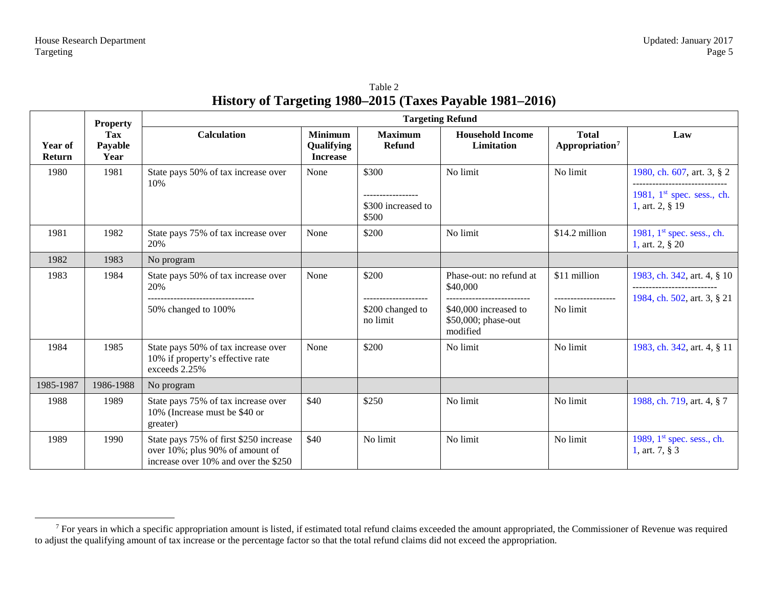Table 2

# History of Targeting 1980–2015 (Taxes Payable 1981–2016)

| Year of Return | Property Tax Payable Year | Targeting Refund | | | | | |
|---|---|---|---|---|---|---|---|
| | | Calculation | Minimum Qualifying Increase | Maximum Refund | Household Income Limitation | Total Appropriation[7] | Law |
| 1980 | 1981 | State pays 50% of tax increase over 10% | None | $300 ---------------- $300 increased to $500 | No limit | No limit | 1980, ch. 607, art. 3, § 2 ---------------------------- 1981, 1st spec. sess., ch. 1, art. 2, § 19 |
| 1981 | 1982 | State pays 75% of tax increase over 20% | None | $200 | No limit | $14.2 million | 1981, 1st spec. sess., ch. 1, art. 2, § 20 |
| 1982 | 1983 | No program | | | | | |
| 1983 | 1984 | State pays 50% of tax increase over 20% -------------------------------- 50% changed to 100% | None | $200 ------------------- $200 changed to no limit | Phase-out: no refund at $40,000 ------------------------- $40,000 increased to $50,000; phase-out modified | $11 million ------------------ No limit | 1983, ch. 342, art. 4, § 10 ------------------------- 1984, ch. 502, art. 3, § 21 |
| 1984 | 1985 | State pays 50% of tax increase over 10% if property's effective rate exceeds 2.25% | None | $200 | No limit | No limit | 1983, ch. 342, art. 4, § 11 |
| 1985-1987 | 1986-1988 | No program | | | | | |
| 1988 | 1989 | State pays 75% of tax increase over 10% (Increase must be $40 or greater) | $40 | $250 | No limit | No limit | 1988, ch. 719, art. 4, § 7 |
| 1989 | 1990 | State pays 75% of first $250 increase over 10%; plus 90% of amount of increase over 10% and over the $250 | $40 | No limit | No limit | No limit | 1989, 1st spec. sess., ch. 1, art. 7, § 3 |

[7] For years in which a specific appropriation amount is listed, if estimated total refund claims exceeded the amount appropriated, the Commissioner of Revenue was required to adjust the qualifying amount of tax increase or the percentage factor so that the total refund claims did not exceed the appropriation.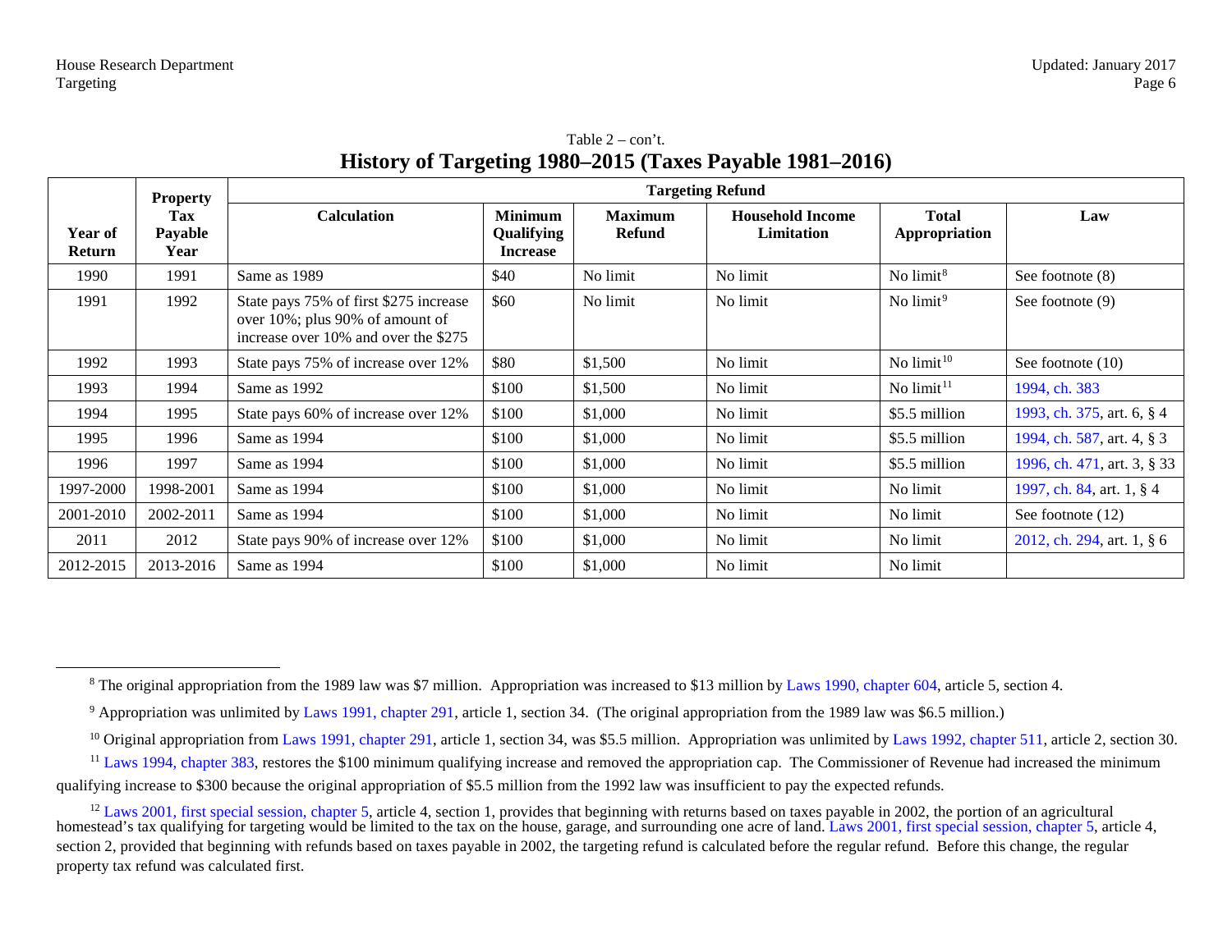Table 2 – con't.

## History of Targeting 1980–2015 (Taxes Payable 1981–2016)

| Year of Return | Property Tax Payable Year | Targeting Refund | | | | | |
|---|---|---|---|---|---|---|---|
| | | Calculation | Minimum Qualifying Increase | Maximum Refund | Household Income Limitation | Total Appropriation | Law |
| 1990 | 1991 | Same as 1989 | $40 | No limit | No limit | No limit[8] | See footnote (8) |
| 1991 | 1992 | State pays 75% of first $275 increase over 10%; plus 90% of amount of increase over 10% and over the $275 | $60 | No limit | No limit | No limit[9] | See footnote (9) |
| 1992 | 1993 | State pays 75% of increase over 12% | $80 | $1,500 | No limit | No limit[10] | See footnote (10) |
| 1993 | 1994 | Same as 1992 | $100 | $1,500 | No limit | No limit[11] | 1994, ch. 383 |
| 1994 | 1995 | State pays 60% of increase over 12% | $100 | $1,000 | No limit | $5.5 million | 1993, ch. 375, art. 6, § 4 |
| 1995 | 1996 | Same as 1994 | $100 | $1,000 | No limit | $5.5 million | 1994, ch. 587, art. 4, § 3 |
| 1996 | 1997 | Same as 1994 | $100 | $1,000 | No limit | $5.5 million | 1996, ch. 471, art. 3, § 33 |
| 1997-2000 | 1998-2001 | Same as 1994 | $100 | $1,000 | No limit | No limit | 1997, ch. 84, art. 1, § 4 |
| 2001-2010 | 2002-2011 | Same as 1994 | $100 | $1,000 | No limit | No limit | See footnote (12) |
| 2011 | 2012 | State pays 90% of increase over 12% | $100 | $1,000 | No limit | No limit | 2012, ch. 294, art. 1, § 6 |
| 2012-2015 | 2013-2016 | Same as 1994 | $100 | $1,000 | No limit | No limit | |

[8] The original appropriation from the 1989 law was $7 million. Appropriation was increased to $13 million by Laws 1990, chapter 604, article 5, section 4.

[9] Appropriation was unlimited by Laws 1991, chapter 291, article 1, section 34. (The original appropriation from the 1989 law was $6.5 million.)

[10] Original appropriation from Laws 1991, chapter 291, article 1, section 34, was $5.5 million. Appropriation was unlimited by Laws 1992, chapter 511, article 2, section 30.

[11] Laws 1994, chapter 383, restores the $100 minimum qualifying increase and removed the appropriation cap. The Commissioner of Revenue had increased the minimum qualifying increase to $300 because the original appropriation of $5.5 million from the 1992 law was insufficient to pay the expected refunds.

[12] Laws 2001, first special session, chapter 5, article 4, section 1, provides that beginning with returns based on taxes payable in 2002, the portion of an agricultural homestead's tax qualifying for targeting would be limited to the tax on the house, garage, and surrounding one acre of land. Laws 2001, first special session, chapter 5, article 4, section 2, provided that beginning with refunds based on taxes payable in 2002, the targeting refund is calculated before the regular refund. Before this change, the regular property tax refund was calculated first.